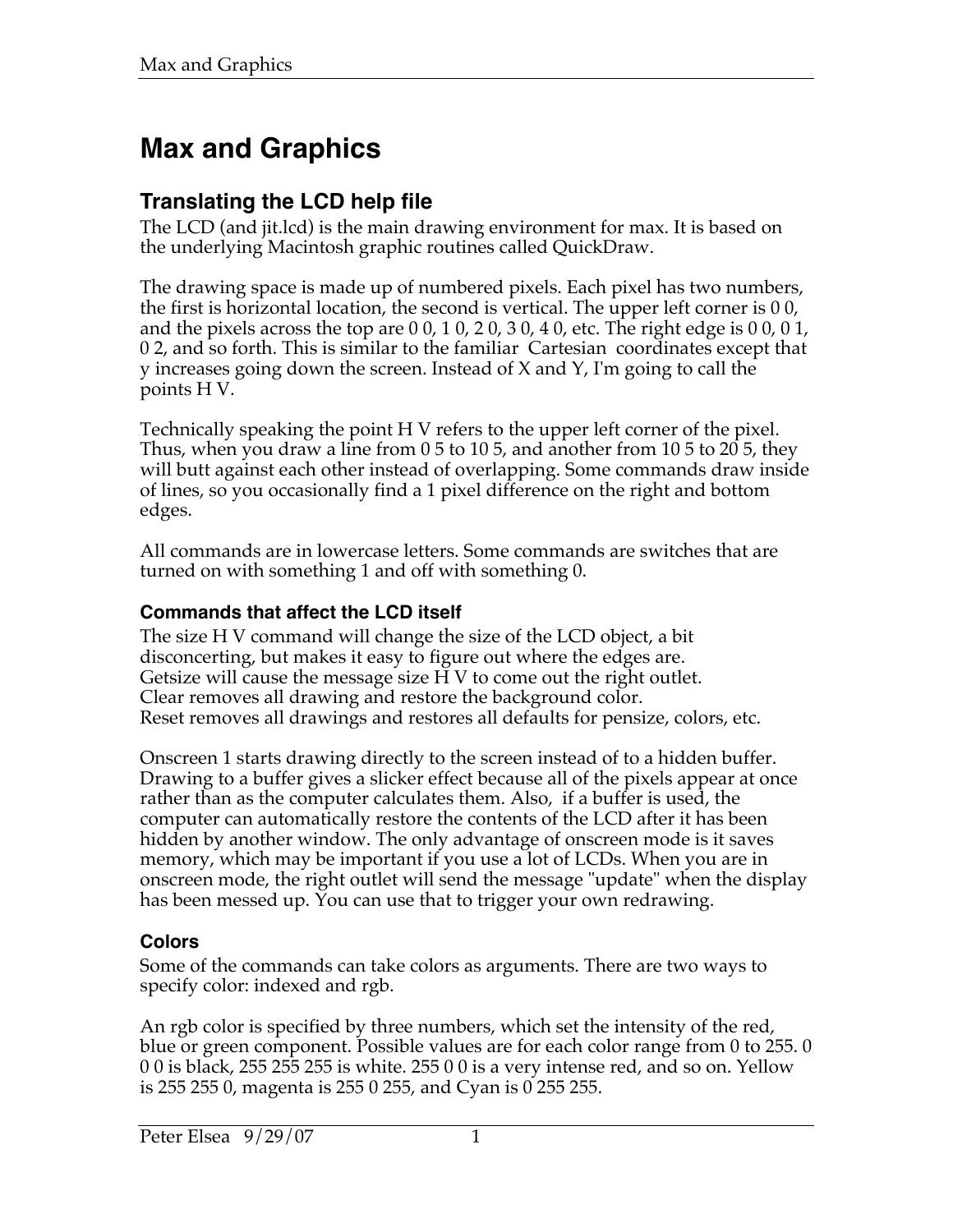# Max and Graphics

## Translating the LCD help file

The LCD (and jit.lcd) is the main drawing environment for max. It is based on the underlying Macintosh graphic routines called QuickDraw.

The drawing space is made up of numbered pixels. Each pixel has two numbers, the first is horizontal location, the second is vertical. The upper left corner is 0 0, and the pixels across the top are 0 0, 1 0, 2 0, 3 0, 4 0, etc. The right edge is 0 0, 0 1, 0 2, and so forth. This is similar to the familiar Cartesian coordinates except that y increases going down the screen. Instead of X and Y, I'm going to call the points H V.

Technically speaking the point H V refers to the upper left corner of the pixel. Thus, when you draw a line from 0 5 to 10 5, and another from 10 5 to 20 5, they will butt against each other instead of overlapping. Some commands draw inside of lines, so you occasionally find a 1 pixel difference on the right and bottom edges.

All commands are in lowercase letters. Some commands are switches that are turned on with something 1 and off with something 0.

### Commands that affect the LCD itself

The size H V command will change the size of the LCD object, a bit disconcerting, but makes it easy to figure out where the edges are.
Getsize will cause the message size H V to come out the right outlet.
Clear removes all drawing and restore the background color.
Reset removes all drawings and restores all defaults for pensize, colors, etc.

Onscreen 1 starts drawing directly to the screen instead of to a hidden buffer. Drawing to a buffer gives a slicker effect because all of the pixels appear at once rather than as the computer calculates them. Also, if a buffer is used, the computer can automatically restore the contents of the LCD after it has been hidden by another window. The only advantage of onscreen mode is it saves memory, which may be important if you use a lot of LCDs. When you are in onscreen mode, the right outlet will send the message "update" when the display has been messed up. You can use that to trigger your own redrawing.

### Colors

Some of the commands can take colors as arguments. There are two ways to specify color: indexed and rgb.

An rgb color is specified by three numbers, which set the intensity of the red, blue or green component. Possible values are for each color range from 0 to 255. 0 0 0 is black, 255 255 255 is white. 255 0 0 is a very intense red, and so on. Yellow is 255 255 0, magenta is 255 0 255, and Cyan is 0 255 255.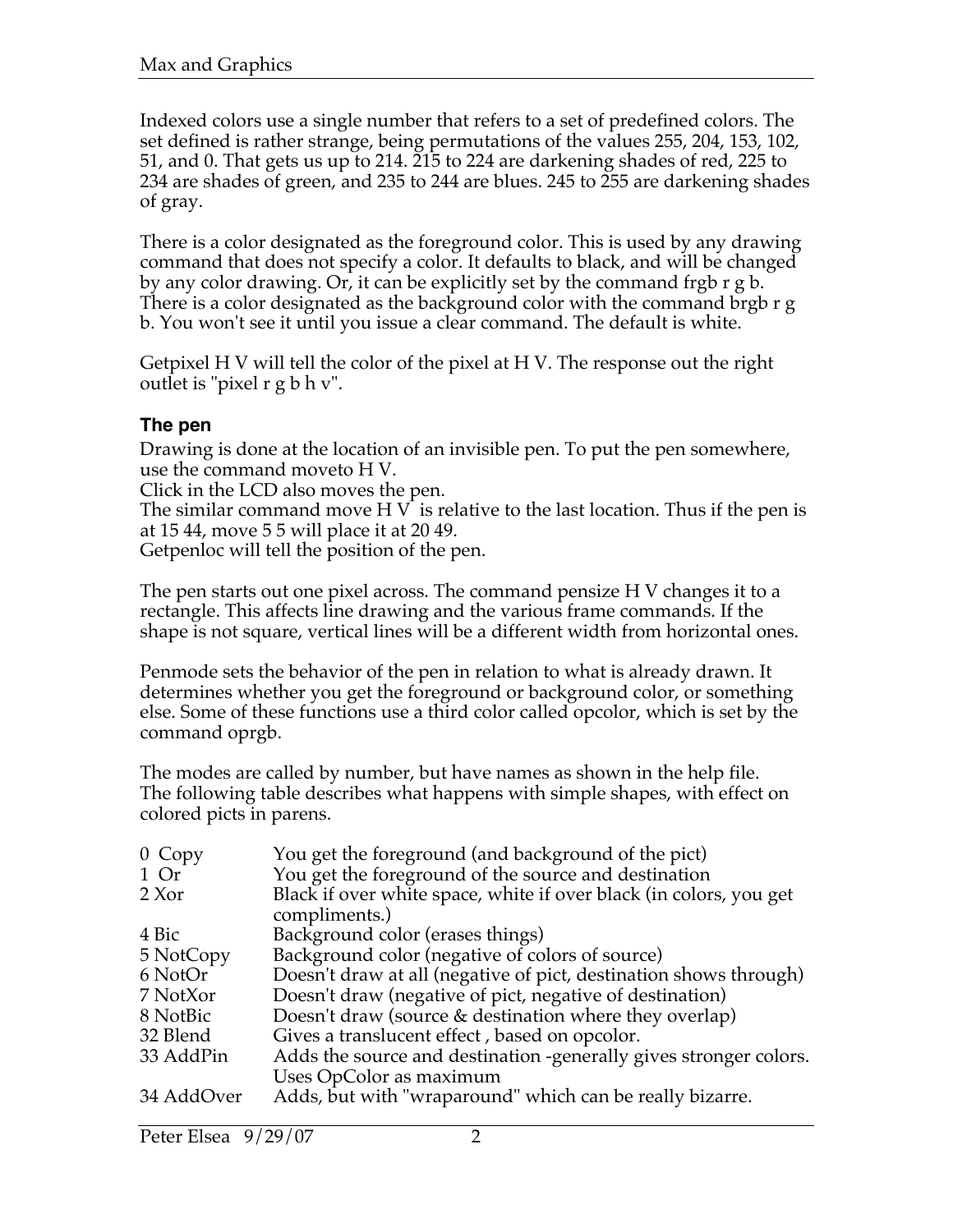Indexed colors use a single number that refers to a set of predefined colors. The set defined is rather strange, being permutations of the values 255, 204, 153, 102, 51, and 0. That gets us up to 214. 215 to 224 are darkening shades of red, 225 to 234 are shades of green, and 235 to 244 are blues. 245 to 255 are darkening shades of gray.

There is a color designated as the foreground color. This is used by any drawing command that does not specify a color. It defaults to black, and will be changed by any color drawing. Or, it can be explicitly set by the command frgb r g b. There is a color designated as the background color with the command brgb r g b. You won't see it until you issue a clear command. The default is white.

Getpixel H V will tell the color of the pixel at H V. The response out the right outlet is "pixel r g b h v".

### The pen

Drawing is done at the location of an invisible pen. To put the pen somewhere, use the command moveto H V.
Click in the LCD also moves the pen.
The similar command move H V is relative to the last location. Thus if the pen is at 15 44, move 5 5 will place it at 20 49.
Getpenloc will tell the position of the pen.

The pen starts out one pixel across. The command pensize H V changes it to a rectangle. This affects line drawing and the various frame commands. If the shape is not square, vertical lines will be a different width from horizontal ones.

Penmode sets the behavior of the pen in relation to what is already drawn. It determines whether you get the foreground or background color, or something else. Some of these functions use a third color called opcolor, which is set by the command oprgb.

The modes are called by number, but have names as shown in the help file.
The following table describes what happens with simple shapes, with effect on colored picts in parens.

| | |
|---|---|
| 0 Copy | You get the foreground (and background of the pict) |
| 1 Or | You get the foreground of the source and destination |
| 2 Xor | Black if over white space, white if over black (in colors, you get compliments.) |
| 4 Bic | Background color (erases things) |
| 5 NotCopy | Background color (negative of colors of source) |
| 6 NotOr | Doesn't draw at all (negative of pict, destination shows through) |
| 7 NotXor | Doesn't draw (negative of pict, negative of destination) |
| 8 NotBic | Doesn't draw (source & destination where they overlap) |
| 32 Blend | Gives a translucent effect , based on opcolor. |
| 33 AddPin | Adds the source and destination -generally gives stronger colors. Uses OpColor as maximum |
| 34 AddOver | Adds, but with "wraparound" which can be really bizarre. |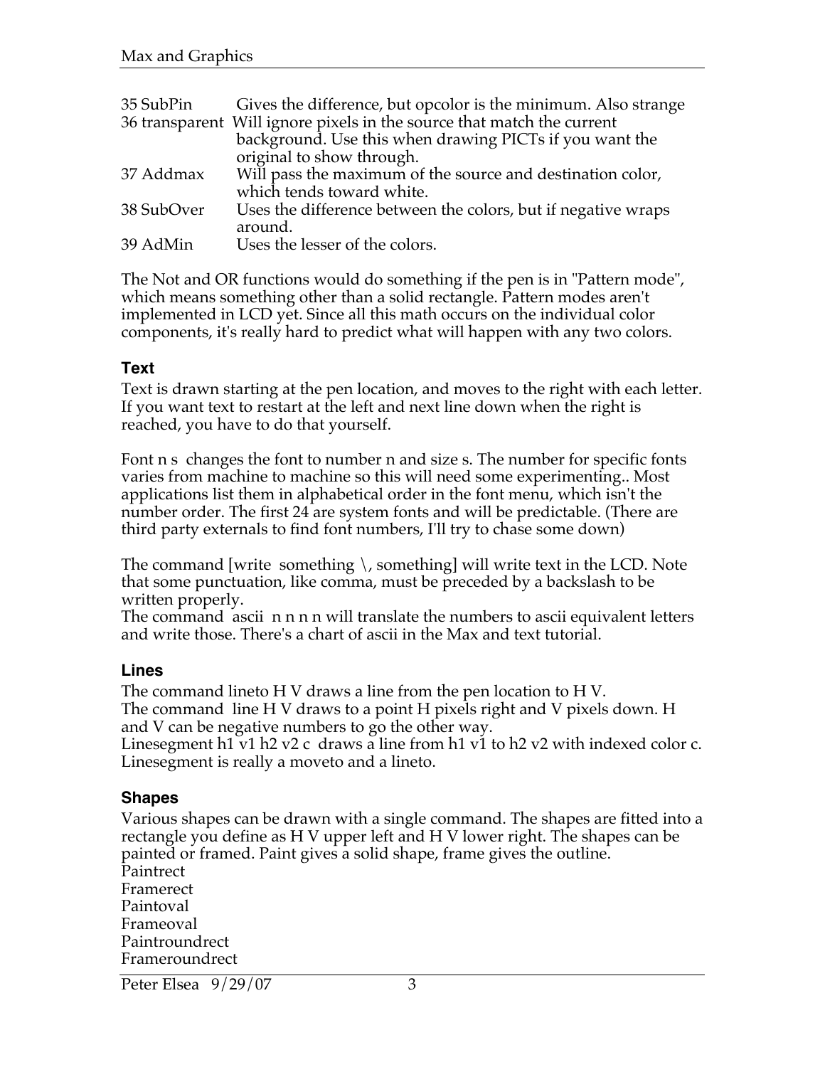| | |
|---|---|
| 35 SubPin | Gives the difference, but opcolor is the minimum. Also strange |
| 36 transparent | Will ignore pixels in the source that match the current background. Use this when drawing PICTs if you want the original to show through. |
| 37 Addmax | Will pass the maximum of the source and destination color, which tends toward white. |
| 38 SubOver | Uses the difference between the colors, but if negative wraps around. |
| 39 AdMin | Uses the lesser of the colors. |

The Not and OR functions would do something if the pen is in "Pattern mode", which means something other than a solid rectangle. Pattern modes aren't implemented in LCD yet. Since all this math occurs on the individual color components, it's really hard to predict what will happen with any two colors.

### Text

Text is drawn starting at the pen location, and moves to the right with each letter. If you want text to restart at the left and next line down when the right is reached, you have to do that yourself.

Font n s changes the font to number n and size s. The number for specific fonts varies from machine to machine so this will need some experimenting.. Most applications list them in alphabetical order in the font menu, which isn't the number order. The first 24 are system fonts and will be predictable. (There are third party externals to find font numbers, I'll try to chase some down)

The command [write something \, something] will write text in the LCD. Note that some punctuation, like comma, must be preceded by a backslash to be written properly.
The command ascii n n n n will translate the numbers to ascii equivalent letters and write those. There's a chart of ascii in the Max and text tutorial.

### Lines

The command lineto H V draws a line from the pen location to H V.
The command line H V draws to a point H pixels right and V pixels down. H and V can be negative numbers to go the other way.
Linesegment h1 v1 h2 v2 c draws a line from h1 v1 to h2 v2 with indexed color c. Linesegment is really a moveto and a lineto.

### Shapes

Various shapes can be drawn with a single command. The shapes are fitted into a rectangle you define as H V upper left and H V lower right. The shapes can be painted or framed. Paint gives a solid shape, frame gives the outline.
Paintrect
Framerect
Paintoval
Frameoval
Paintroundrect
Frameroundrect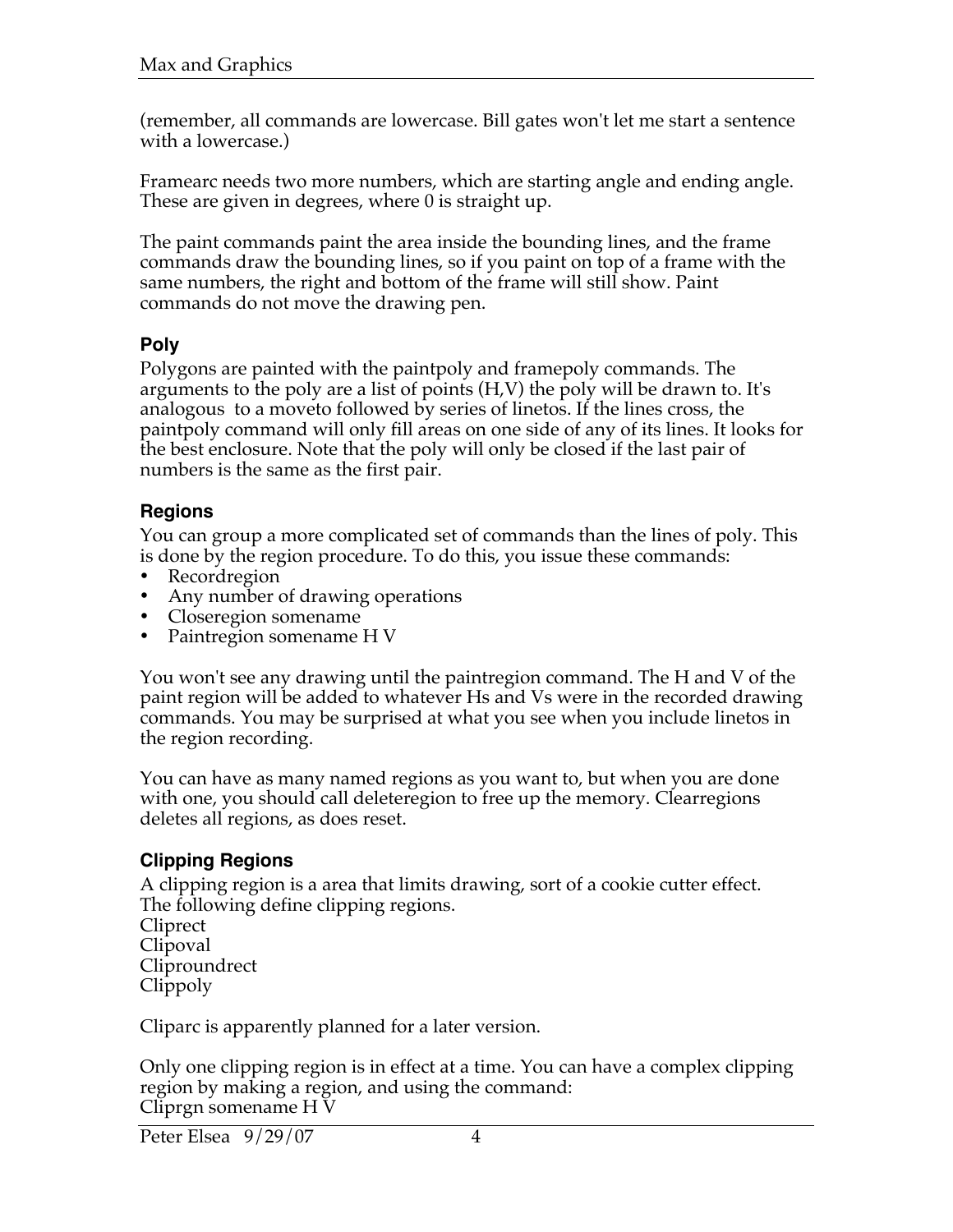(remember, all commands are lowercase. Bill gates won't let me start a sentence with a lowercase.)

Framearc needs two more numbers, which are starting angle and ending angle. These are given in degrees, where 0 is straight up.

The paint commands paint the area inside the bounding lines, and the frame commands draw the bounding lines, so if you paint on top of a frame with the same numbers, the right and bottom of the frame will still show. Paint commands do not move the drawing pen.

### Poly

Polygons are painted with the paintpoly and framepoly commands. The arguments to the poly are a list of points (H,V) the poly will be drawn to. It's analogous to a moveto followed by series of linetos. If the lines cross, the paintpoly command will only fill areas on one side of any of its lines. It looks for the best enclosure. Note that the poly will only be closed if the last pair of numbers is the same as the first pair.

### Regions

You can group a more complicated set of commands than the lines of poly. This is done by the region procedure. To do this, you issue these commands:

- Recordregion
- Any number of drawing operations
- Closeregion somename
- Paintregion somename H V

You won't see any drawing until the paintregion command. The H and V of the paint region will be added to whatever Hs and Vs were in the recorded drawing commands. You may be surprised at what you see when you include linetos in the region recording.

You can have as many named regions as you want to, but when you are done with one, you should call deleteregion to free up the memory. Clearregions deletes all regions, as does reset.

### Clipping Regions

A clipping region is a area that limits drawing, sort of a cookie cutter effect. The following define clipping regions.
Cliprect
Clipoval
Cliproundrect
Clippoly

Cliparc is apparently planned for a later version.

Only one clipping region is in effect at a time. You can have a complex clipping region by making a region, and using the command:
Cliprgn somename H V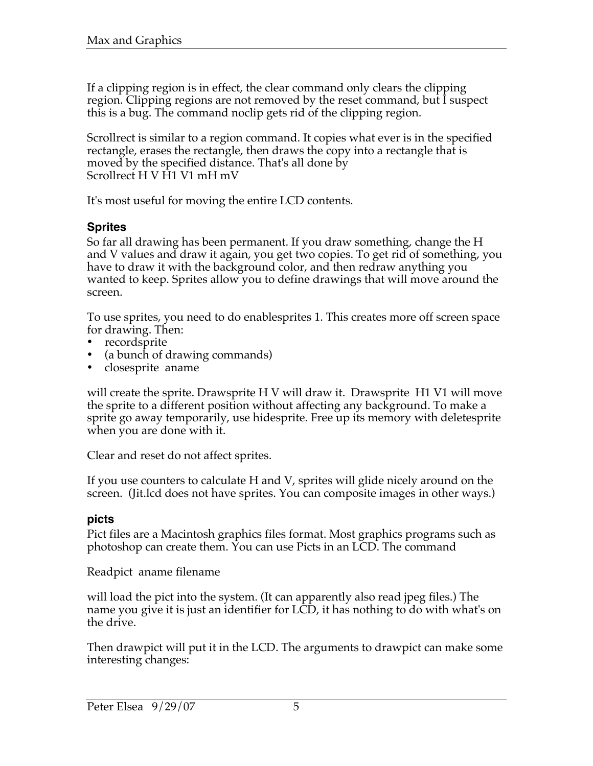If a clipping region is in effect, the clear command only clears the clipping region. Clipping regions are not removed by the reset command, but I suspect this is a bug. The command noclip gets rid of the clipping region.

Scrollrect is similar to a region command. It copies what ever is in the specified rectangle, erases the rectangle, then draws the copy into a rectangle that is moved by the specified distance. That's all done by
Scrollrect H V H1 V1 mH mV

It's most useful for moving the entire LCD contents.

### Sprites

So far all drawing has been permanent. If you draw something, change the H and V values and draw it again, you get two copies. To get rid of something, you have to draw it with the background color, and then redraw anything you wanted to keep. Sprites allow you to define drawings that will move around the screen.

To use sprites, you need to do enablesprites 1. This creates more off screen space for drawing. Then:

- recordsprite
- (a bunch of drawing commands)
- closesprite aname

will create the sprite. Drawsprite H V will draw it. Drawsprite H1 V1 will move the sprite to a different position without affecting any background. To make a sprite go away temporarily, use hidesprite. Free up its memory with deletesprite when you are done with it.

Clear and reset do not affect sprites.

If you use counters to calculate H and V, sprites will glide nicely around on the screen. (Jit.lcd does not have sprites. You can composite images in other ways.)

### picts

Pict files are a Macintosh graphics files format. Most graphics programs such as photoshop can create them. You can use Picts in an LCD. The command

Readpict aname filename

will load the pict into the system. (It can apparently also read jpeg files.) The name you give it is just an identifier for LCD, it has nothing to do with what's on the drive.

Then drawpict will put it in the LCD. The arguments to drawpict can make some interesting changes: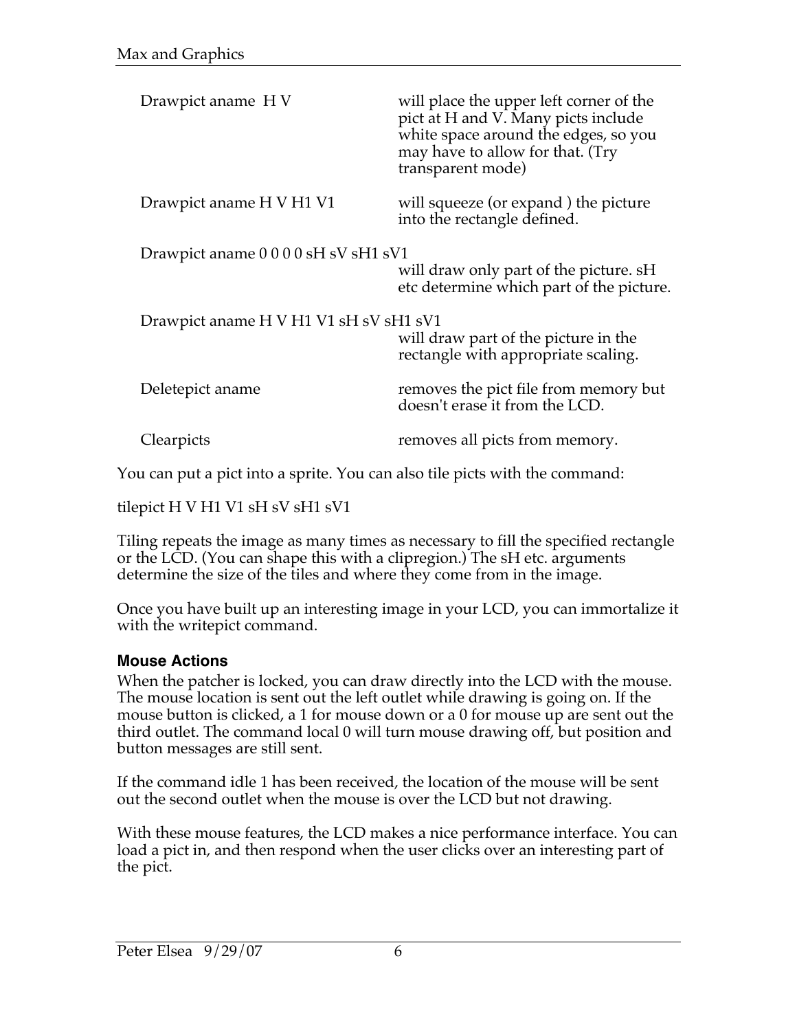| | |
|---|---|
| Drawpict aname H V | will place the upper left corner of the pict at H and V. Many picts include white space around the edges, so you may have to allow for that. (Try transparent mode) |
| Drawpict aname H V H1 V1 | will squeeze (or expand ) the picture into the rectangle defined. |
| Drawpict aname 0 0 0 0 sH sV sH1 sV1 | will draw only part of the picture. sH etc determine which part of the picture. |
| Drawpict aname H V H1 V1 sH sV sH1 sV1 | will draw part of the picture in the rectangle with appropriate scaling. |
| Deletepict aname | removes the pict file from memory but doesn't erase it from the LCD. |
| Clearpicts | removes all picts from memory. |

You can put a pict into a sprite. You can also tile picts with the command:

tilepict H V H1 V1 sH sV sH1 sV1

Tiling repeats the image as many times as necessary to fill the specified rectangle or the LCD. (You can shape this with a clipregion.) The sH etc. arguments determine the size of the tiles and where they come from in the image.

Once you have built up an interesting image in your LCD, you can immortalize it with the writepict command.

### Mouse Actions

When the patcher is locked, you can draw directly into the LCD with the mouse. The mouse location is sent out the left outlet while drawing is going on. If the mouse button is clicked, a 1 for mouse down or a 0 for mouse up are sent out the third outlet. The command local 0 will turn mouse drawing off, but position and button messages are still sent.

If the command idle 1 has been received, the location of the mouse will be sent out the second outlet when the mouse is over the LCD but not drawing.

With these mouse features, the LCD makes a nice performance interface. You can load a pict in, and then respond when the user clicks over an interesting part of the pict.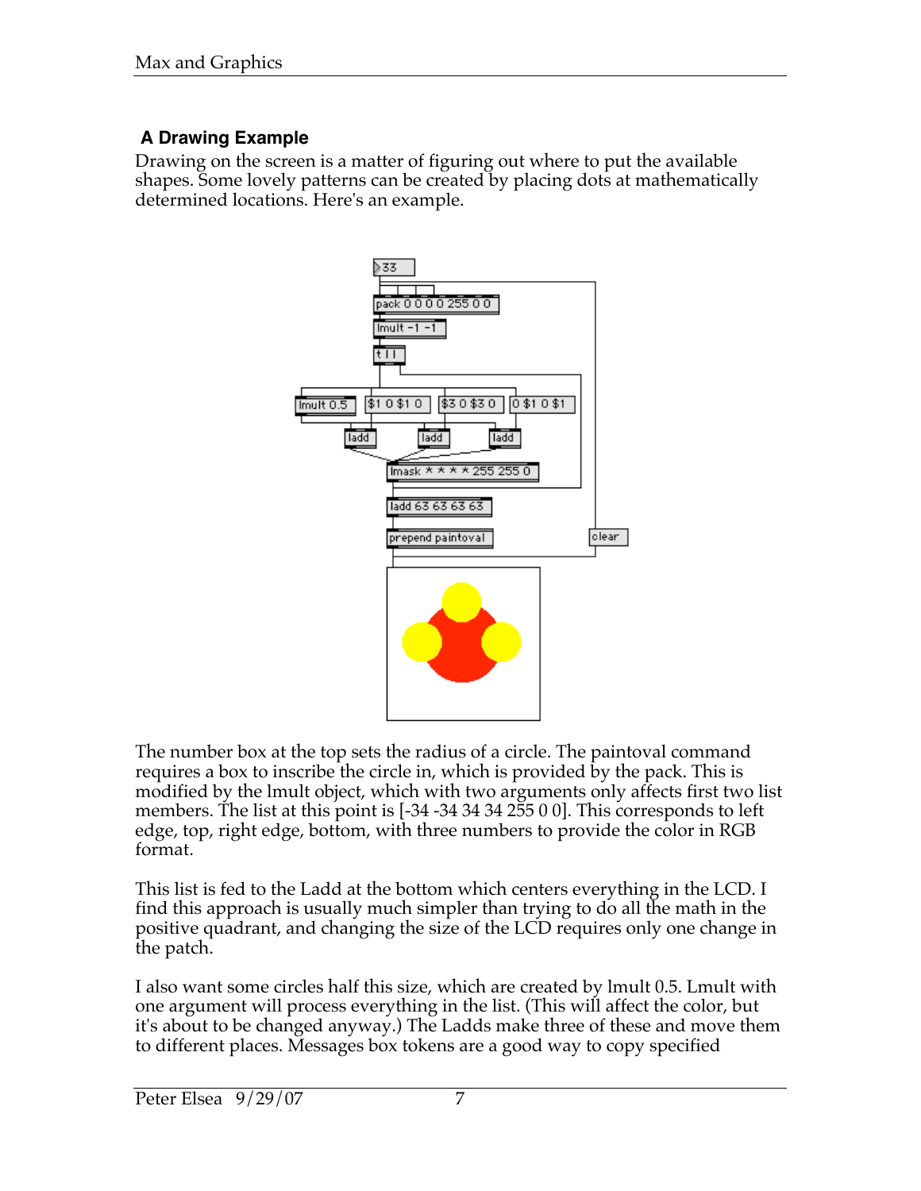## A Drawing Example

Drawing on the screen is a matter of figuring out where to put the available shapes. Some lovely patterns can be created by placing dots at mathematically determined locations. Here's an example.

The number box at the top sets the radius of a circle. The paintoval command requires a box to inscribe the circle in, which is provided by the pack. This is modified by the lmult object, which with two arguments only affects first two list members. The list at this point is [-34 -34 34 34 255 0 0]. This corresponds to left edge, top, right edge, bottom, with three numbers to provide the color in RGB format.

This list is fed to the Ladd at the bottom which centers everything in the LCD. I find this approach is usually much simpler than trying to do all the math in the positive quadrant, and changing the size of the LCD requires only one change in the patch.

I also want some circles half this size, which are created by lmult 0.5. Lmult with one argument will process everything in the list. (This will affect the color, but it's about to be changed anyway.) The Ladds make three of these and move them to different places. Messages box tokens are a good way to copy specified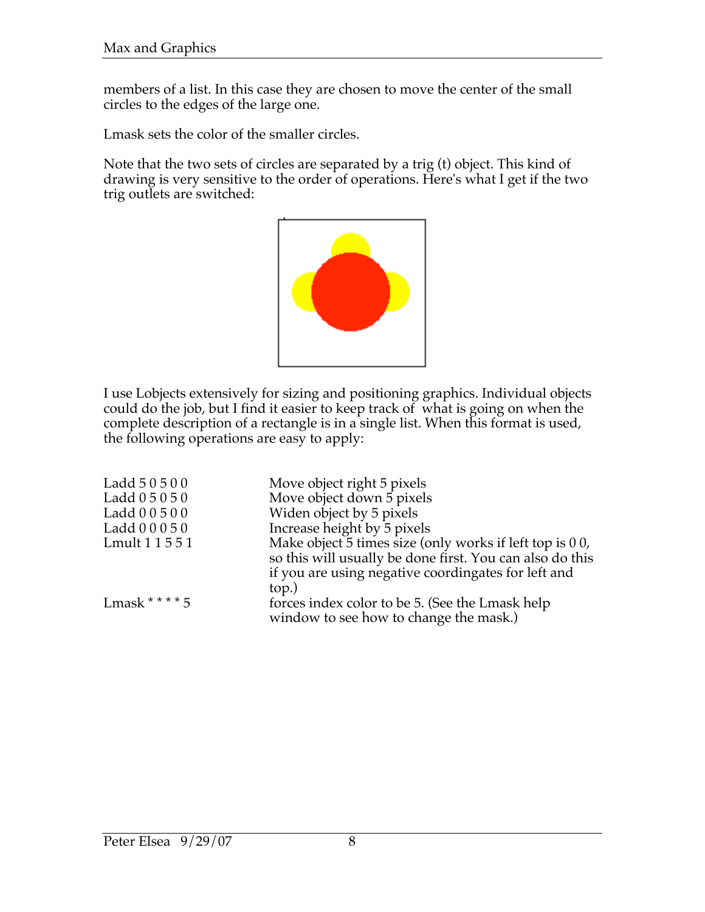members of a list. In this case they are chosen to move the center of the small circles to the edges of the large one.

Lmask sets the color of the smaller circles.

Note that the two sets of circles are separated by a trig (t) object. This kind of drawing is very sensitive to the order of operations. Here's what I get if the two trig outlets are switched:

I use Lobjects extensively for sizing and positioning graphics. Individual objects could do the job, but I find it easier to keep track of what is going on when the complete description of a rectangle is in a single list. When this format is used, the following operations are easy to apply:

| | |
|---|---|
| Ladd 5 0 5 0 0 | Move object right 5 pixels |
| Ladd 0 5 0 5 0 | Move object down 5 pixels |
| Ladd 0 0 5 0 0 | Widen object by 5 pixels |
| Ladd 0 0 0 5 0 | Increase height by 5 pixels |
| Lmult 1 1 5 5 1 | Make object 5 times size (only works if left top is 0 0, so this will usually be done first. You can also do this if you are using negative coordingates for left and top.) |
| Lmask * * * * 5 | forces index color to be 5. (See the Lmask help window to see how to change the mask.) |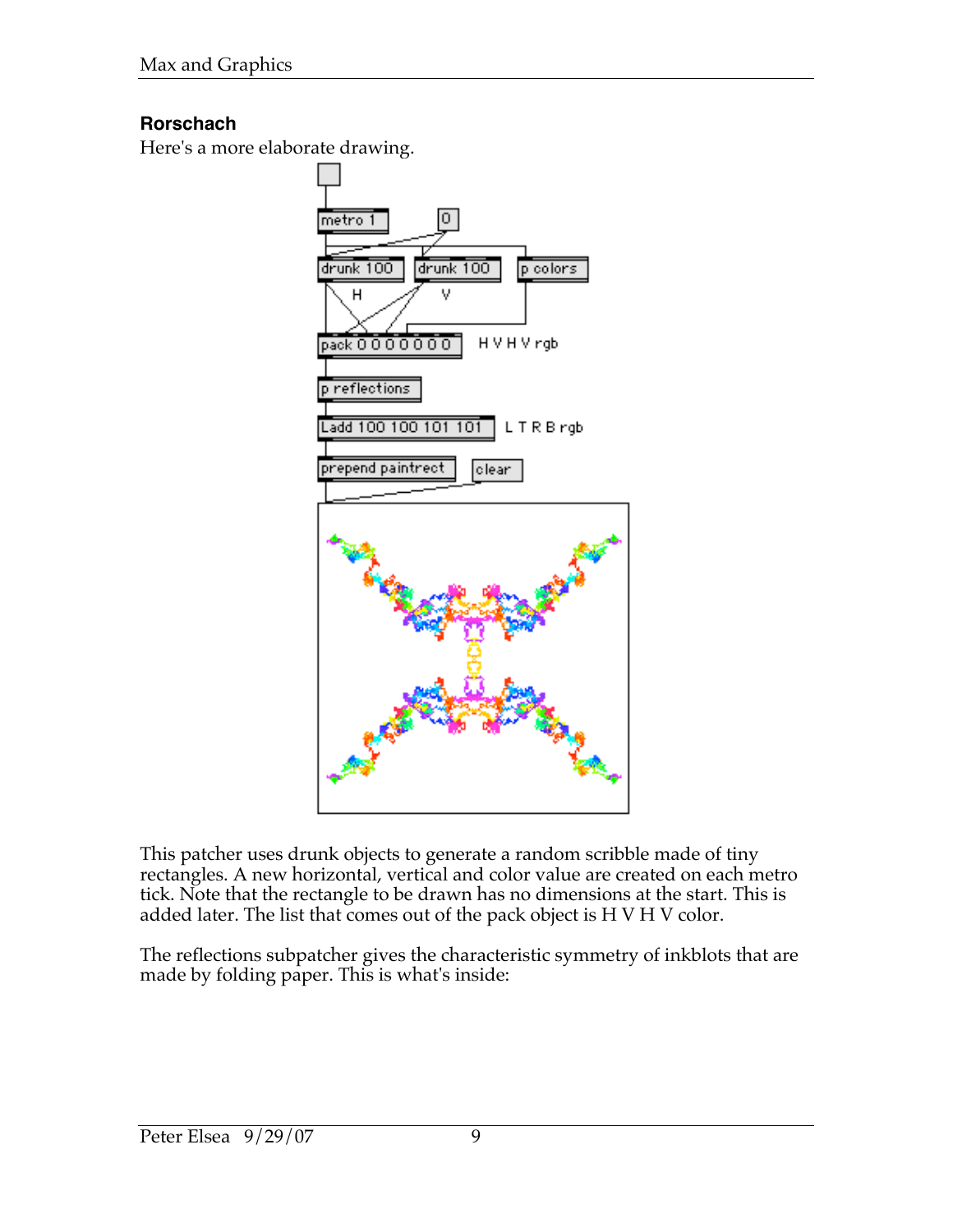### Rorschach

Here's a more elaborate drawing.

metro 1

0

drunk 100

drunk 100

p colors

H

V

pack 0 0 0 0 0 0 0

H V H V rgb

p reflections

Ladd 100 100 101 101

L T R B rgb

prepend paintrect

clear

This patcher uses drunk objects to generate a random scribble made of tiny rectangles. A new horizontal, vertical and color value are created on each metro tick. Note that the rectangle to be drawn has no dimensions at the start. This is added later. The list that comes out of the pack object is H V H V color.

The reflections subpatcher gives the characteristic symmetry of inkblots that are made by folding paper. This is what's inside: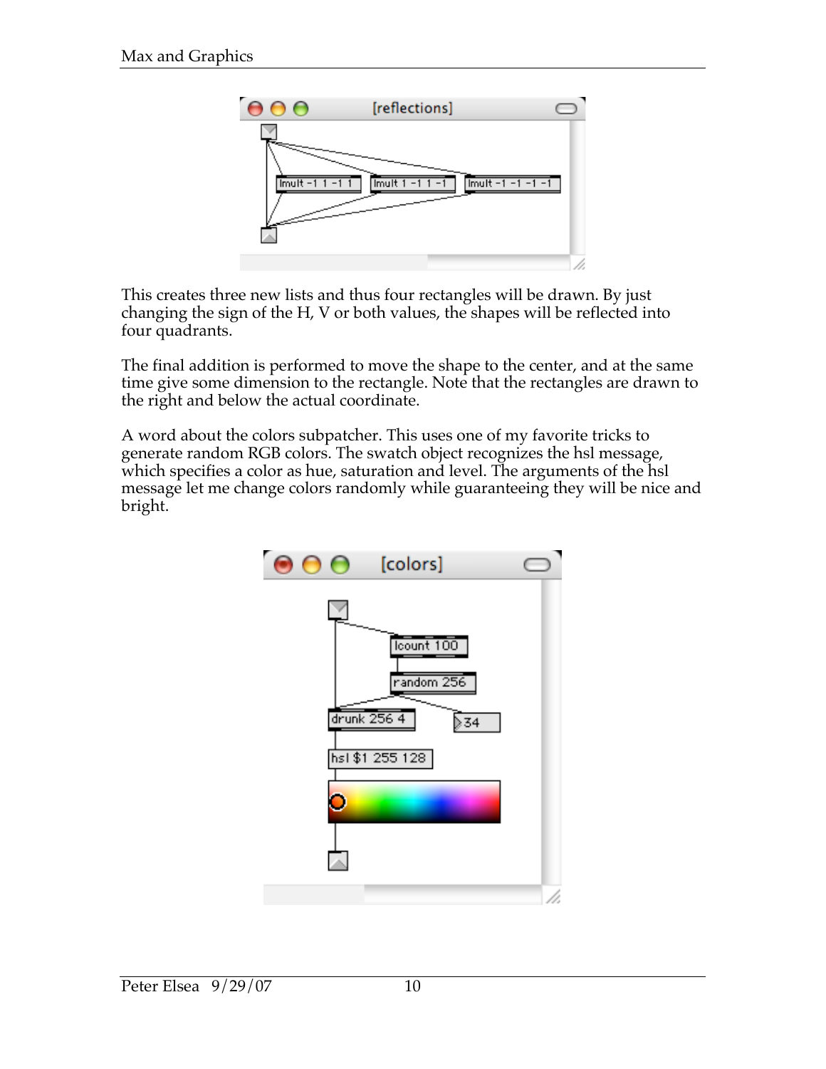This creates three new lists and thus four rectangles will be drawn. By just changing the sign of the H, V or both values, the shapes will be reflected into four quadrants.

The final addition is performed to move the shape to the center, and at the same time give some dimension to the rectangle. Note that the rectangles are drawn to the right and below the actual coordinate.

A word about the colors subpatcher. This uses one of my favorite tricks to generate random RGB colors. The swatch object recognizes the hsl message, which specifies a color as hue, saturation and level. The arguments of the hsl message let me change colors randomly while guaranteeing they will be nice and bright.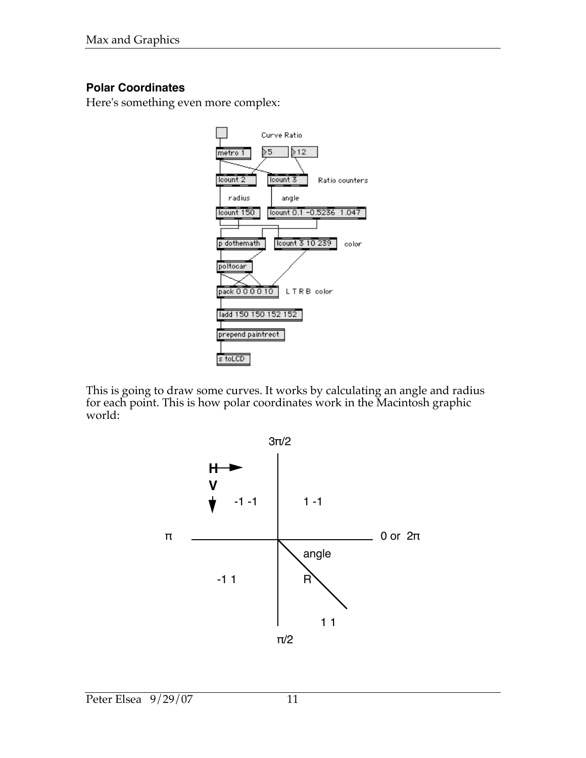### Polar Coordinates

Here's something even more complex:

Curve Ratio
metro 1
5
12
lcount 2
lcount 3
Ratio counters
radius
angle
lcount 150
lcount 0.1 -0.5236 1.047
p dothemath
lcount 3 10 239
color
poltocar
pack 0 0 0 0 10
L T R B color
ladd 150 150 152 152
prepend paintrect
s toLCD

This is going to draw some curves. It works by calculating an angle and radius for each point. This is how polar coordinates work in the Macintosh graphic world:

3π/2
H
V
-1 -1
1 -1
π
0 or 2π
angle
-1 1
R
1 1
π/2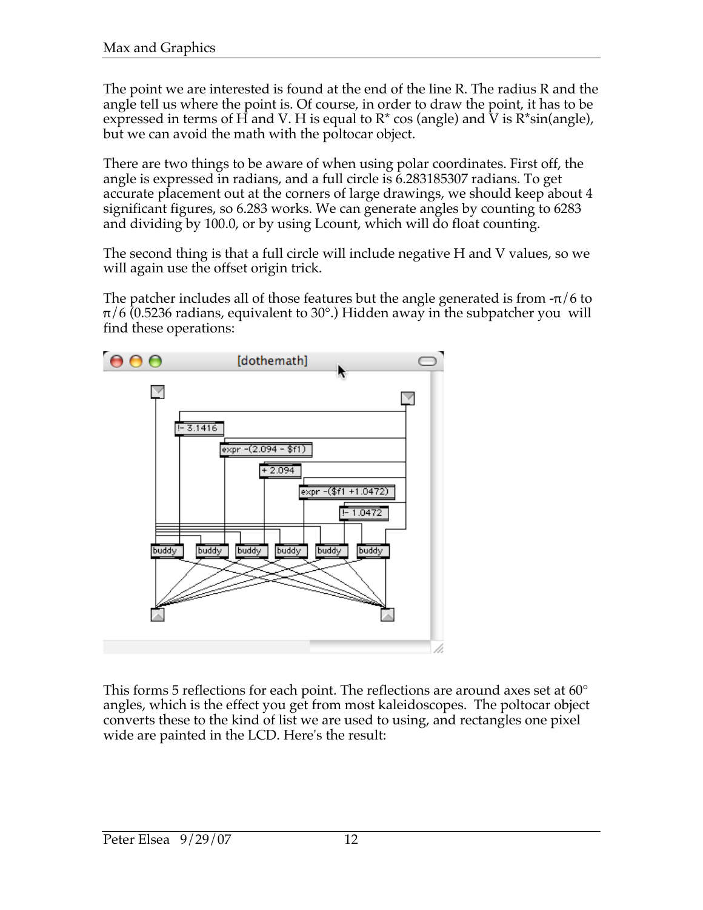The point we are interested is found at the end of the line R. The radius R and the angle tell us where the point is. Of course, in order to draw the point, it has to be expressed in terms of H and V. H is equal to R* cos (angle) and V is R*sin(angle), but we can avoid the math with the poltocar object.

There are two things to be aware of when using polar coordinates. First off, the angle is expressed in radians, and a full circle is 6.283185307 radians. To get accurate placement out at the corners of large drawings, we should keep about 4 significant figures, so 6.283 works. We can generate angles by counting to 6283 and dividing by 100.0, or by using Lcount, which will do float counting.

The second thing is that a full circle will include negative H and V values, so we will again use the offset origin trick.

The patcher includes all of those features but the angle generated is from $-\pi/6$ to $\pi/6$ (0.5236 radians, equivalent to 30°.) Hidden away in the subpatcher you will find these operations:

[dothemath]

!- 3.1416

expr -(2.094 - $f1)

+ 2.094

expr -($f1 +1.0472)

!- 1.0472

buddy

buddy

buddy

buddy

buddy

buddy

This forms 5 reflections for each point. The reflections are around axes set at 60° angles, which is the effect you get from most kaleidoscopes. The poltocar object converts these to the kind of list we are used to using, and rectangles one pixel wide are painted in the LCD. Here's the result: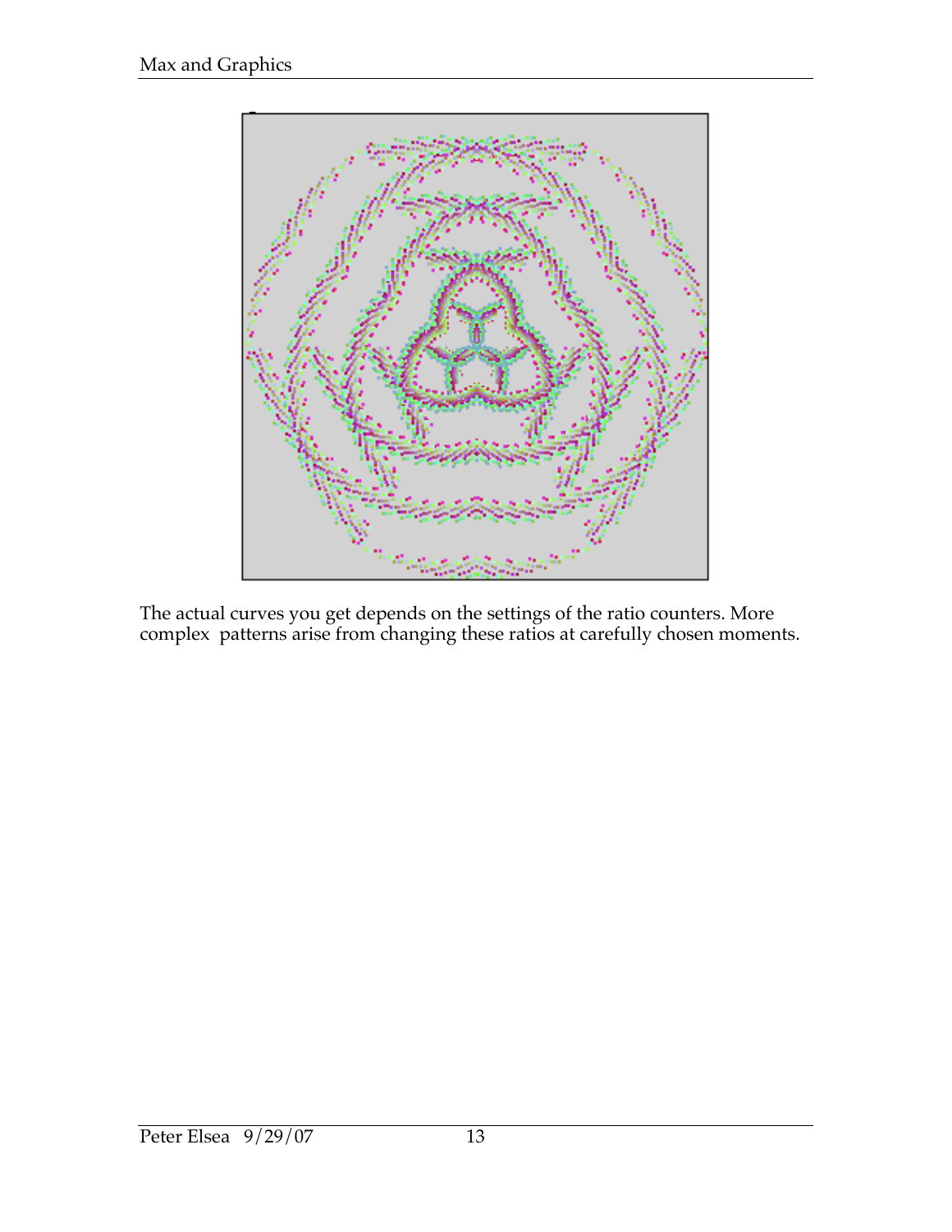The actual curves you get depends on the settings of the ratio counters. More complex patterns arise from changing these ratios at carefully chosen moments.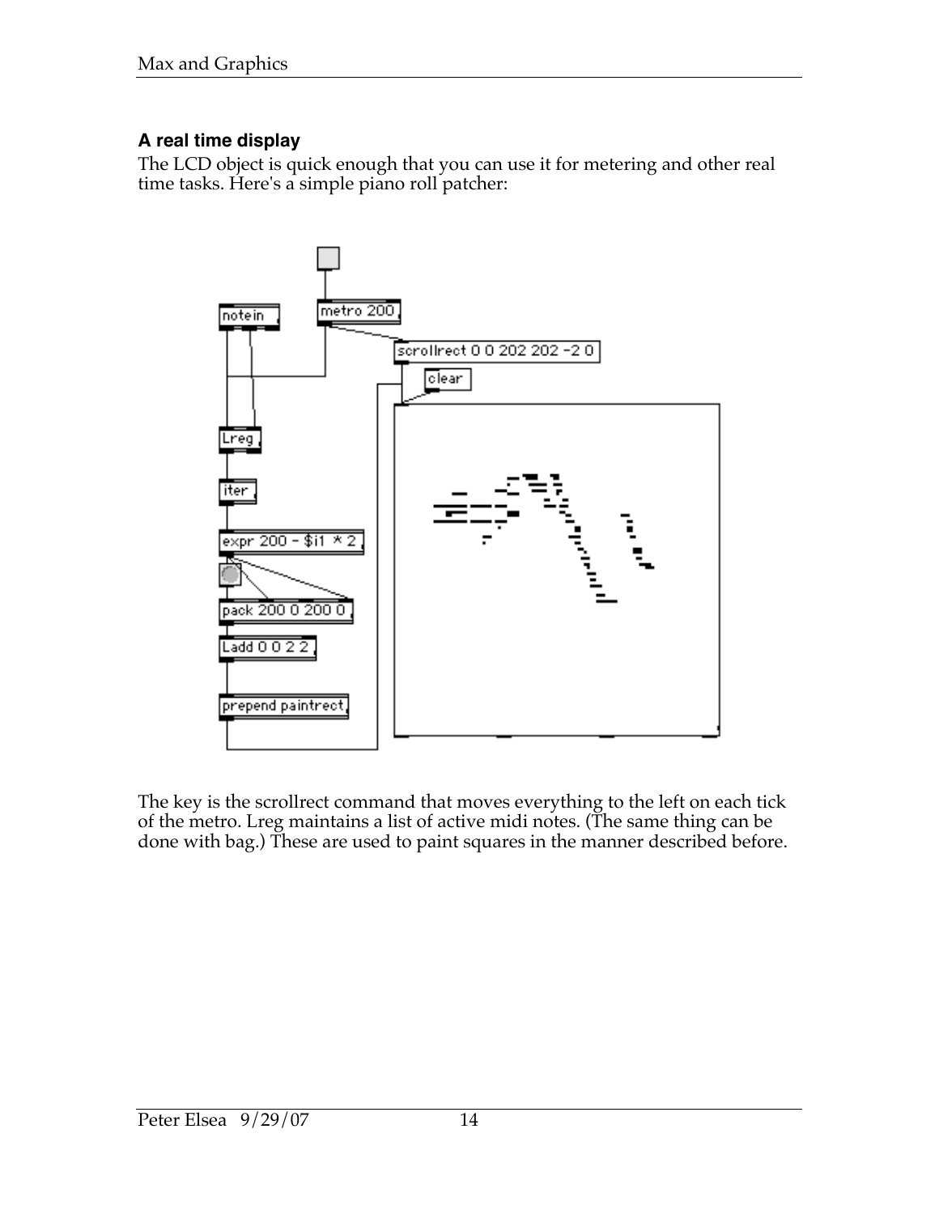### A real time display

The LCD object is quick enough that you can use it for metering and other real time tasks. Here's a simple piano roll patcher:

notein

metro 200

scrollrect 0 0 202 202 -2 0

clear

Lreg

iter

expr 200 - $i1 * 2

pack 200 0 200 0

Ladd 0 0 2 2

prepend paintrect

The key is the scrollrect command that moves everything to the left on each tick of the metro. Lreg maintains a list of active midi notes. (The same thing can be done with bag.) These are used to paint squares in the manner described before.